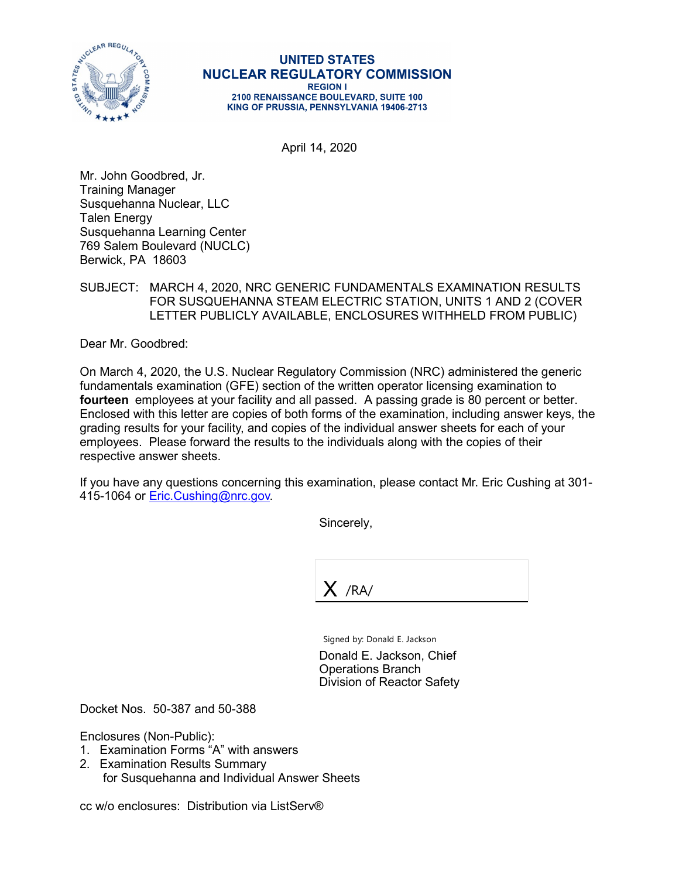UNITED STATES
NUCLEAR REGULATORY COMMISSION
REGION I
2100 RENAISSANCE BOULEVARD, SUITE 100
KING OF PRUSSIA, PENNSYLVANIA 19406-2713

April 14, 2020

Mr. John Goodbred, Jr.
Training Manager
Susquehanna Nuclear, LLC
Talen Energy
Susquehanna Learning Center
769 Salem Boulevard (NUCLC)
Berwick, PA 18603

SUBJECT: MARCH 4, 2020, NRC GENERIC FUNDAMENTALS EXAMINATION RESULTS FOR SUSQUEHANNA STEAM ELECTRIC STATION, UNITS 1 AND 2 (COVER LETTER PUBLICLY AVAILABLE, ENCLOSURES WITHHELD FROM PUBLIC)

Dear Mr. Goodbred:

On March 4, 2020, the U.S. Nuclear Regulatory Commission (NRC) administered the generic fundamentals examination (GFE) section of the written operator licensing examination to **fourteen** employees at your facility and all passed. A passing grade is 80 percent or better. Enclosed with this letter are copies of both forms of the examination, including answer keys, the grading results for your facility, and copies of the individual answer sheets for each of your employees. Please forward the results to the individuals along with the copies of their respective answer sheets.

If you have any questions concerning this examination, please contact Mr. Eric Cushing at 301-415-1064 or Eric.Cushing@nrc.gov.

Sincerely,

X /RA/

Signed by: Donald E. Jackson

Donald E. Jackson, Chief
Operations Branch
Division of Reactor Safety

Docket Nos. 50-387 and 50-388

Enclosures (Non-Public):
1. Examination Forms "A" with answers
2. Examination Results Summary for Susquehanna and Individual Answer Sheets

cc w/o enclosures: Distribution via ListServ®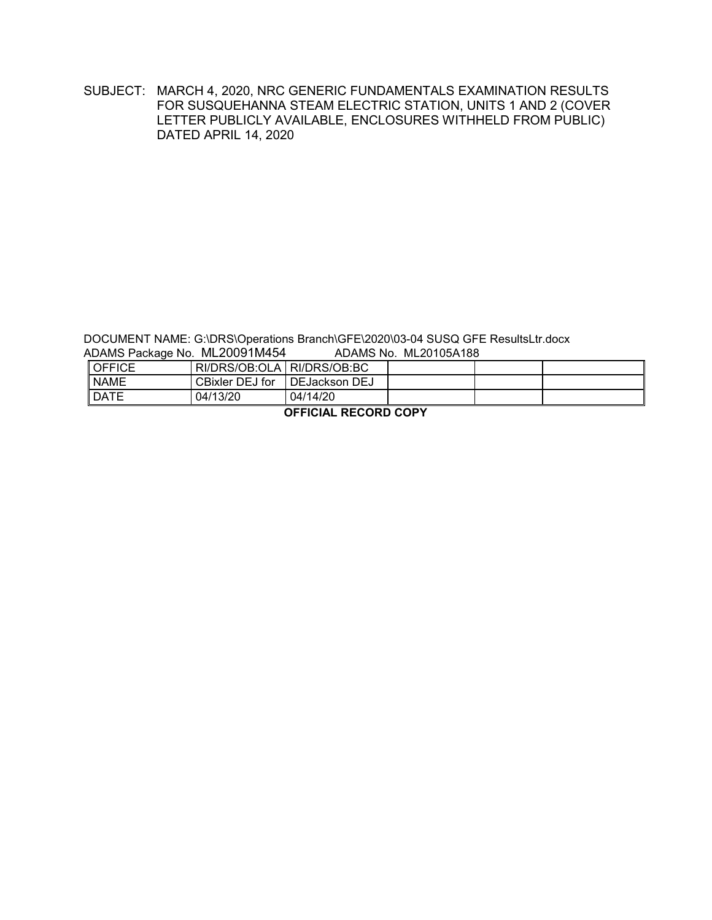SUBJECT: MARCH 4, 2020, NRC GENERIC FUNDAMENTALS EXAMINATION RESULTS FOR SUSQUEHANNA STEAM ELECTRIC STATION, UNITS 1 AND 2 (COVER LETTER PUBLICLY AVAILABLE, ENCLOSURES WITHHELD FROM PUBLIC) DATED APRIL 14, 2020

DOCUMENT NAME: G:\DRS\Operations Branch\GFE\2020\03-04 SUSQ GFE ResultsLtr.docx
ADAMS Package No. ML20091M454 ADAMS No. ML20105A188

| | | | | | |
|---|---|---|---|---|---|
| OFFICE | RI/DRS/OB:OLA | RI/DRS/OB:BC | | | |
| NAME | CBixler DEJ for | DEJackson DEJ | | | |
| DATE | 04/13/20 | 04/14/20 | | | |

**OFFICIAL RECORD COPY**